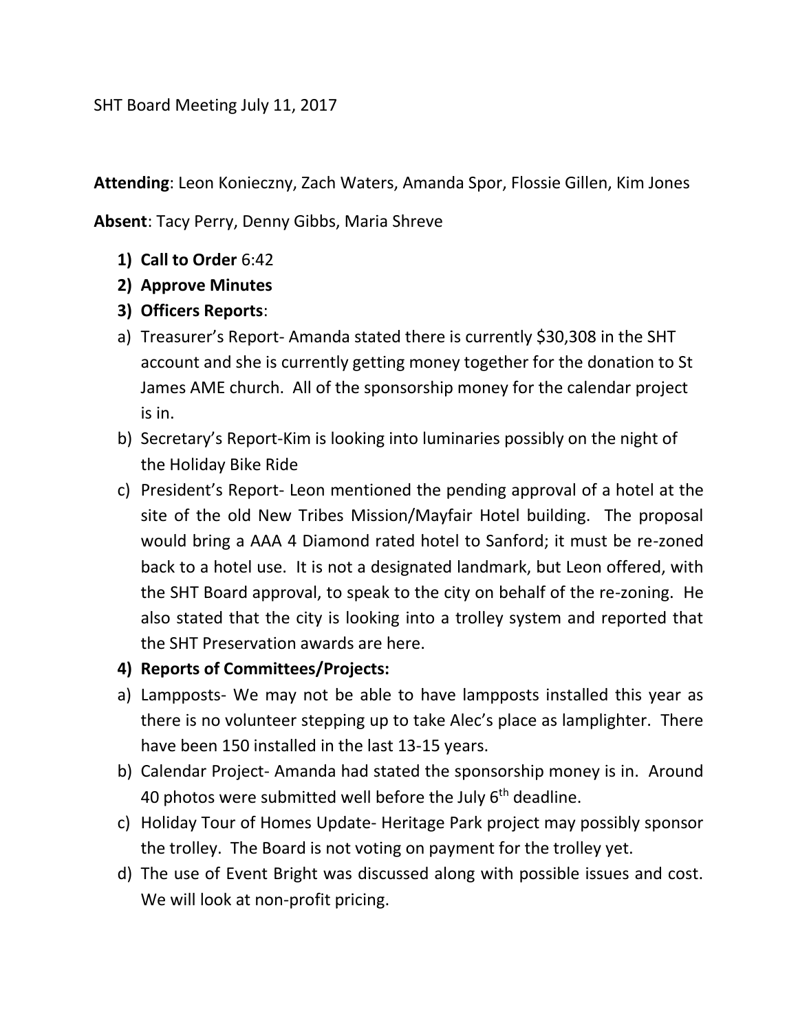SHT Board Meeting July 11, 2017

**Attending**: Leon Konieczny, Zach Waters, Amanda Spor, Flossie Gillen, Kim Jones

**Absent**: Tacy Perry, Denny Gibbs, Maria Shreve

1) **Call to Order** 6:42
2) **Approve Minutes**
3) **Officers Reports**:

a) Treasurer's Report- Amanda stated there is currently $30,308 in the SHT account and she is currently getting money together for the donation to St James AME church. All of the sponsorship money for the calendar project is in.

b) Secretary's Report-Kim is looking into luminaries possibly on the night of the Holiday Bike Ride

c) President's Report- Leon mentioned the pending approval of a hotel at the site of the old New Tribes Mission/Mayfair Hotel building. The proposal would bring a AAA 4 Diamond rated hotel to Sanford; it must be re-zoned back to a hotel use. It is not a designated landmark, but Leon offered, with the SHT Board approval, to speak to the city on behalf of the re-zoning. He also stated that the city is looking into a trolley system and reported that the SHT Preservation awards are here.

4) **Reports of Committees/Projects:**

a) Lampposts- We may not be able to have lampposts installed this year as there is no volunteer stepping up to take Alec's place as lamplighter. There have been 150 installed in the last 13-15 years.

b) Calendar Project- Amanda had stated the sponsorship money is in. Around 40 photos were submitted well before the July 6th deadline.

c) Holiday Tour of Homes Update- Heritage Park project may possibly sponsor the trolley. The Board is not voting on payment for the trolley yet.

d) The use of Event Bright was discussed along with possible issues and cost. We will look at non-profit pricing.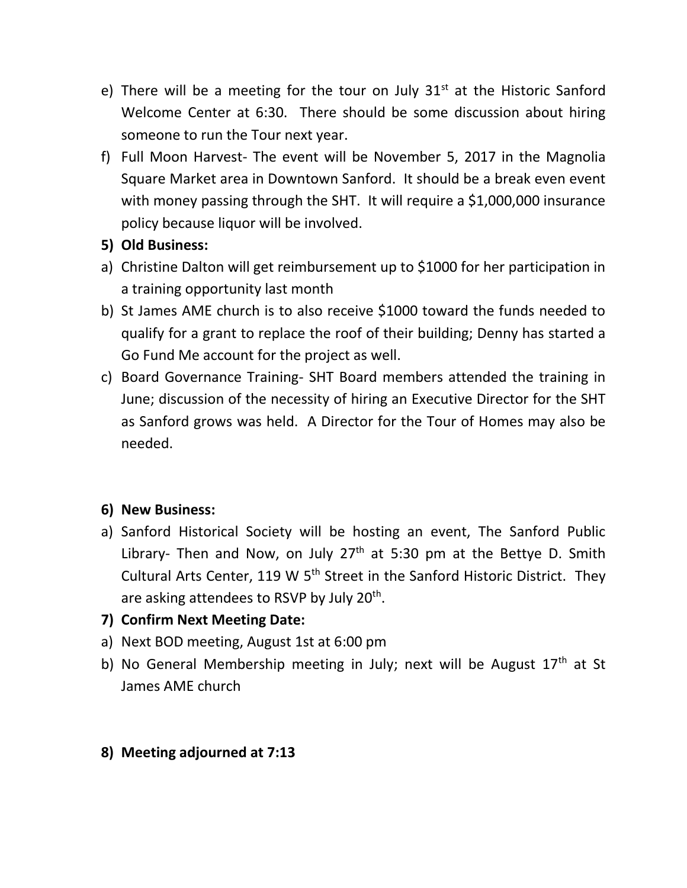e) There will be a meeting for the tour on July 31st at the Historic Sanford Welcome Center at 6:30. There should be some discussion about hiring someone to run the Tour next year.

f) Full Moon Harvest- The event will be November 5, 2017 in the Magnolia Square Market area in Downtown Sanford. It should be a break even event with money passing through the SHT. It will require a $1,000,000 insurance policy because liquor will be involved.

**5) Old Business:**

a) Christine Dalton will get reimbursement up to $1000 for her participation in a training opportunity last month

b) St James AME church is to also receive $1000 toward the funds needed to qualify for a grant to replace the roof of their building; Denny has started a Go Fund Me account for the project as well.

c) Board Governance Training- SHT Board members attended the training in June; discussion of the necessity of hiring an Executive Director for the SHT as Sanford grows was held. A Director for the Tour of Homes may also be needed.

**6) New Business:**

a) Sanford Historical Society will be hosting an event, The Sanford Public Library- Then and Now, on July 27th at 5:30 pm at the Bettye D. Smith Cultural Arts Center, 119 W 5th Street in the Sanford Historic District. They are asking attendees to RSVP by July 20th.

**7) Confirm Next Meeting Date:**

a) Next BOD meeting, August 1st at 6:00 pm

b) No General Membership meeting in July; next will be August 17th at St James AME church

**8) Meeting adjourned at 7:13**